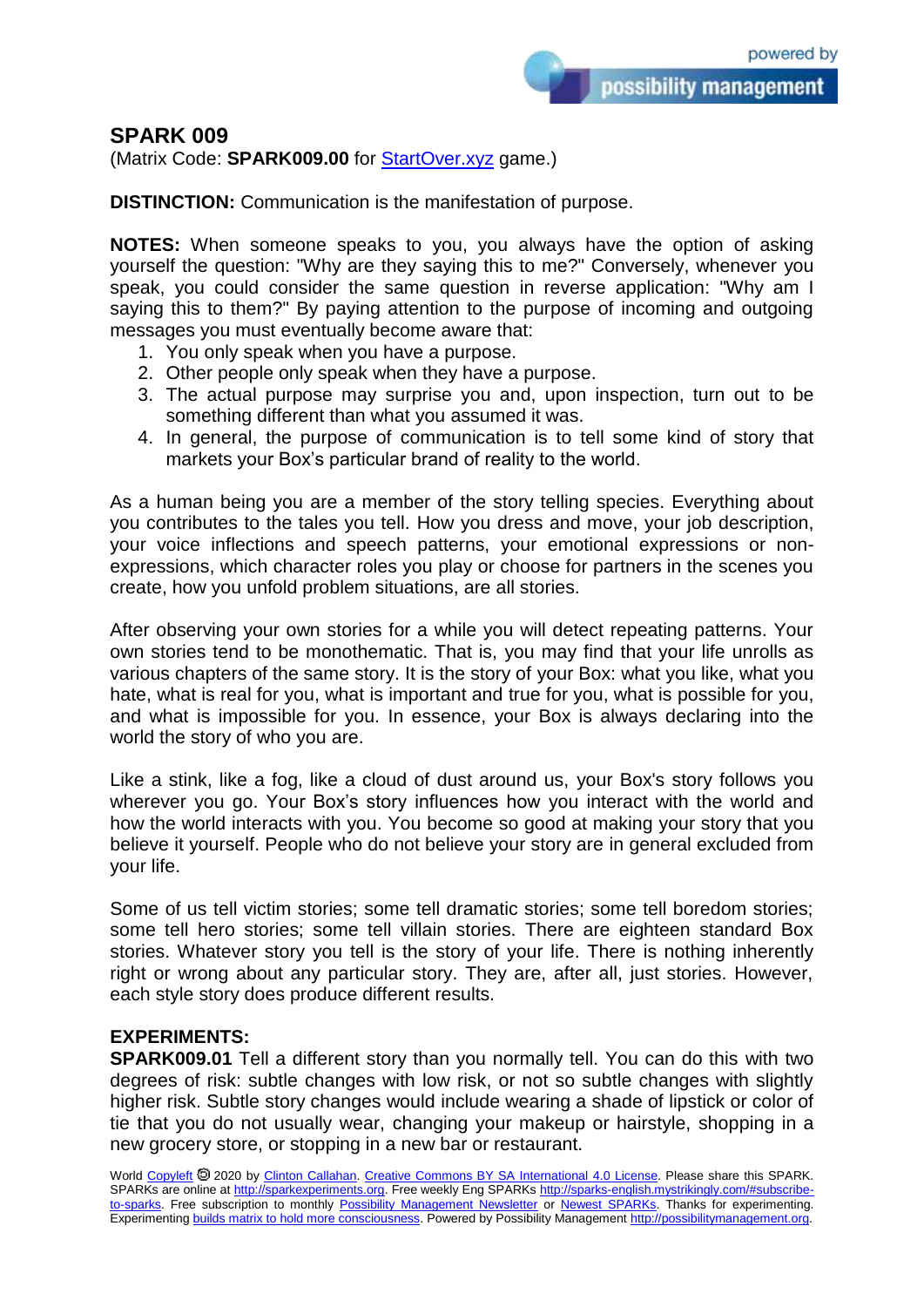## SPARK 009

(Matrix Code: **SPARK009.00** for StartOver.xyz game.)

**DISTINCTION:** Communication is the manifestation of purpose.

**NOTES:** When someone speaks to you, you always have the option of asking yourself the question: "Why are they saying this to me?" Conversely, whenever you speak, you could consider the same question in reverse application: "Why am I saying this to them?" By paying attention to the purpose of incoming and outgoing messages you must eventually become aware that:

1. You only speak when you have a purpose.
2. Other people only speak when they have a purpose.
3. The actual purpose may surprise you and, upon inspection, turn out to be something different than what you assumed it was.
4. In general, the purpose of communication is to tell some kind of story that markets your Box's particular brand of reality to the world.

As a human being you are a member of the story telling species. Everything about you contributes to the tales you tell. How you dress and move, your job description, your voice inflections and speech patterns, your emotional expressions or non-expressions, which character roles you play or choose for partners in the scenes you create, how you unfold problem situations, are all stories.

After observing your own stories for a while you will detect repeating patterns. Your own stories tend to be monothematic. That is, you may find that your life unrolls as various chapters of the same story. It is the story of your Box: what you like, what you hate, what is real for you, what is important and true for you, what is possible for you, and what is impossible for you. In essence, your Box is always declaring into the world the story of who you are.

Like a stink, like a fog, like a cloud of dust around us, your Box's story follows you wherever you go. Your Box's story influences how you interact with the world and how the world interacts with you. You become so good at making your story that you believe it yourself. People who do not believe your story are in general excluded from your life.

Some of us tell victim stories; some tell dramatic stories; some tell boredom stories; some tell hero stories; some tell villain stories. There are eighteen standard Box stories. Whatever story you tell is the story of your life. There is nothing inherently right or wrong about any particular story. They are, after all, just stories. However, each style story does produce different results.

**EXPERIMENTS:**

**SPARK009.01** Tell a different story than you normally tell. You can do this with two degrees of risk: subtle changes with low risk, or not so subtle changes with slightly higher risk. Subtle story changes would include wearing a shade of lipstick or color of tie that you do not usually wear, changing your makeup or hairstyle, shopping in a new grocery store, or stopping in a new bar or restaurant.

World Copyleft 🄯 2020 by Clinton Callahan. Creative Commons BY SA International 4.0 License. Please share this SPARK. SPARKs are online at http://sparkexperiments.org. Free weekly Eng SPARKs http://sparks-english.mystrikingly.com/#subscribe-to-sparks. Free subscription to monthly Possibility Management Newsletter or Newest SPARKs. Thanks for experimenting. Experimenting builds matrix to hold more consciousness. Powered by Possibility Management http://possibilitymanagement.org.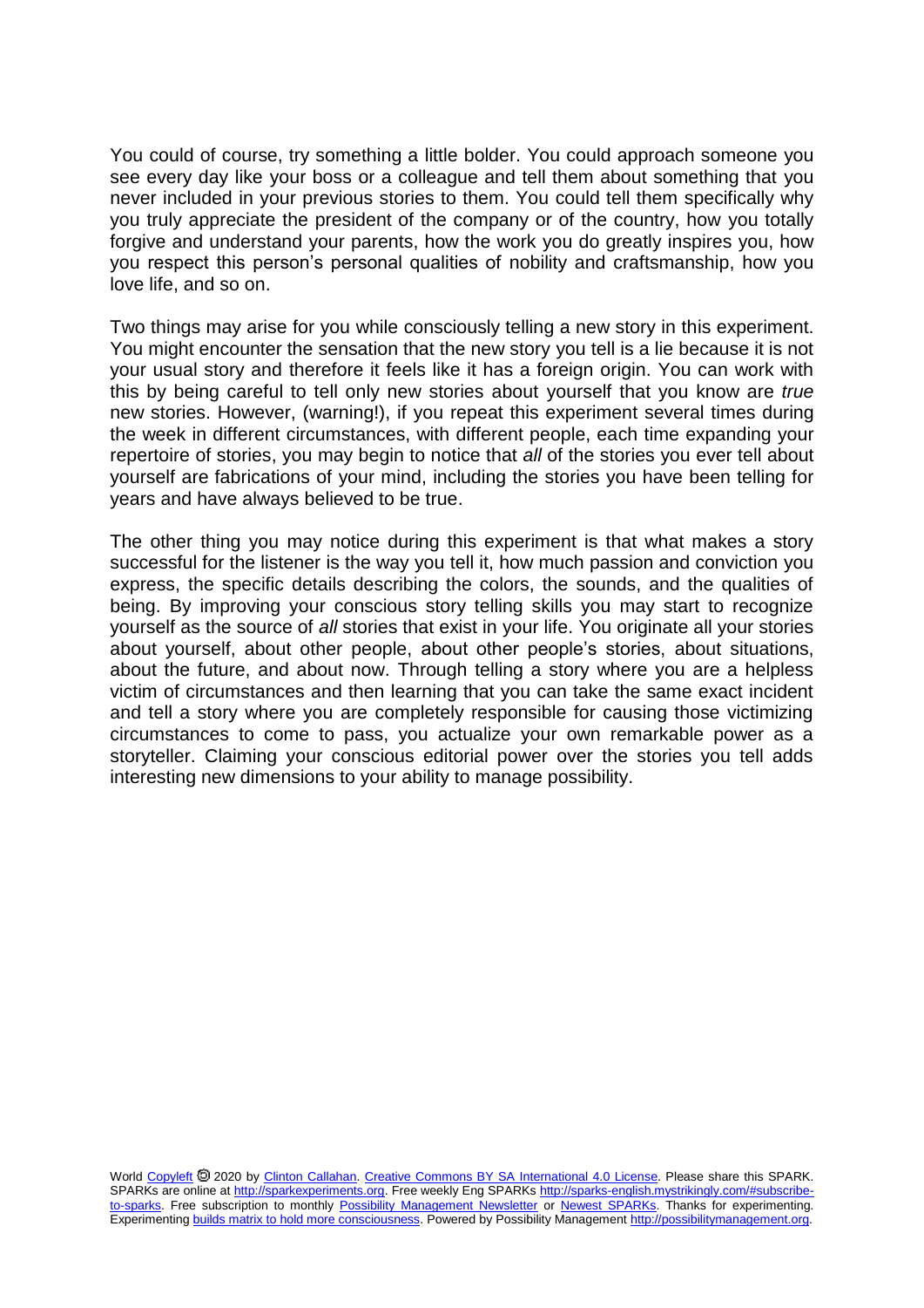You could of course, try something a little bolder. You could approach someone you see every day like your boss or a colleague and tell them about something that you never included in your previous stories to them. You could tell them specifically why you truly appreciate the president of the company or of the country, how you totally forgive and understand your parents, how the work you do greatly inspires you, how you respect this person's personal qualities of nobility and craftsmanship, how you love life, and so on.

Two things may arise for you while consciously telling a new story in this experiment. You might encounter the sensation that the new story you tell is a lie because it is not your usual story and therefore it feels like it has a foreign origin. You can work with this by being careful to tell only new stories about yourself that you know are *true* new stories. However, (warning!), if you repeat this experiment several times during the week in different circumstances, with different people, each time expanding your repertoire of stories, you may begin to notice that *all* of the stories you ever tell about yourself are fabrications of your mind, including the stories you have been telling for years and have always believed to be true.

The other thing you may notice during this experiment is that what makes a story successful for the listener is the way you tell it, how much passion and conviction you express, the specific details describing the colors, the sounds, and the qualities of being. By improving your conscious story telling skills you may start to recognize yourself as the source of *all* stories that exist in your life. You originate all your stories about yourself, about other people, about other people's stories, about situations, about the future, and about now. Through telling a story where you are a helpless victim of circumstances and then learning that you can take the same exact incident and tell a story where you are completely responsible for causing those victimizing circumstances to come to pass, you actualize your own remarkable power as a storyteller. Claiming your conscious editorial power over the stories you tell adds interesting new dimensions to your ability to manage possibility.